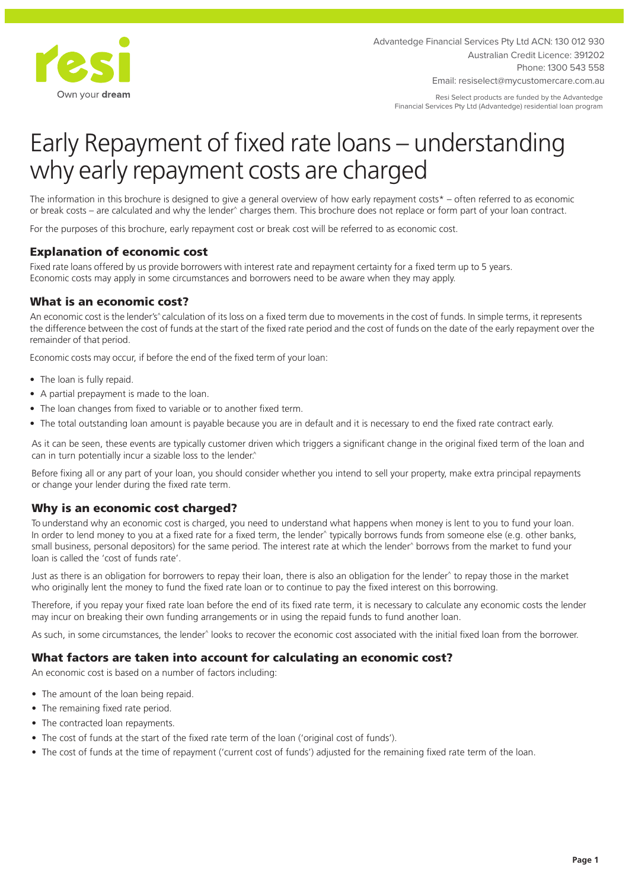resi
Own your **dream**

Advantedge Financial Services Pty Ltd ACN: 130 012 930
Australian Credit Licence: 391202
Phone: 1300 543 558
Email: resiselect@mycustomercare.com.au

Resi Select products are funded by the Advantedge Financial Services Pty Ltd (Advantedge) residential loan program

# Early Repayment of fixed rate loans – understanding why early repayment costs are charged

The information in this brochure is designed to give a general overview of how early repayment costs* – often referred to as economic or break costs – are calculated and why the lender^ charges them. This brochure does not replace or form part of your loan contract.

For the purposes of this brochure, early repayment cost or break cost will be referred to as economic cost.

## Explanation of economic cost

Fixed rate loans offered by us provide borrowers with interest rate and repayment certainty for a fixed term up to 5 years. Economic costs may apply in some circumstances and borrowers need to be aware when they may apply.

## What is an economic cost?

An economic cost is the lender's^ calculation of its loss on a fixed term due to movements in the cost of funds. In simple terms, it represents the difference between the cost of funds at the start of the fixed rate period and the cost of funds on the date of the early repayment over the remainder of that period.

Economic costs may occur, if before the end of the fixed term of your loan:

- The loan is fully repaid.
- A partial prepayment is made to the loan.
- The loan changes from fixed to variable or to another fixed term.
- The total outstanding loan amount is payable because you are in default and it is necessary to end the fixed rate contract early.

As it can be seen, these events are typically customer driven which triggers a significant change in the original fixed term of the loan and can in turn potentially incur a sizable loss to the lender.^

Before fixing all or any part of your loan, you should consider whether you intend to sell your property, make extra principal repayments or change your lender during the fixed rate term.

## Why is an economic cost charged?

To understand why an economic cost is charged, you need to understand what happens when money is lent to you to fund your loan. In order to lend money to you at a fixed rate for a fixed term, the lender^ typically borrows funds from someone else (e.g. other banks, small business, personal depositors) for the same period. The interest rate at which the lender^ borrows from the market to fund your loan is called the 'cost of funds rate'.

Just as there is an obligation for borrowers to repay their loan, there is also an obligation for the lender^ to repay those in the market who originally lent the money to fund the fixed rate loan or to continue to pay the fixed interest on this borrowing.

Therefore, if you repay your fixed rate loan before the end of its fixed rate term, it is necessary to calculate any economic costs the lender may incur on breaking their own funding arrangements or in using the repaid funds to fund another loan.

As such, in some circumstances, the lender^ looks to recover the economic cost associated with the initial fixed loan from the borrower.

## What factors are taken into account for calculating an economic cost?

An economic cost is based on a number of factors including:

- The amount of the loan being repaid.
- The remaining fixed rate period.
- The contracted loan repayments.
- The cost of funds at the start of the fixed rate term of the loan ('original cost of funds').
- The cost of funds at the time of repayment ('current cost of funds') adjusted for the remaining fixed rate term of the loan.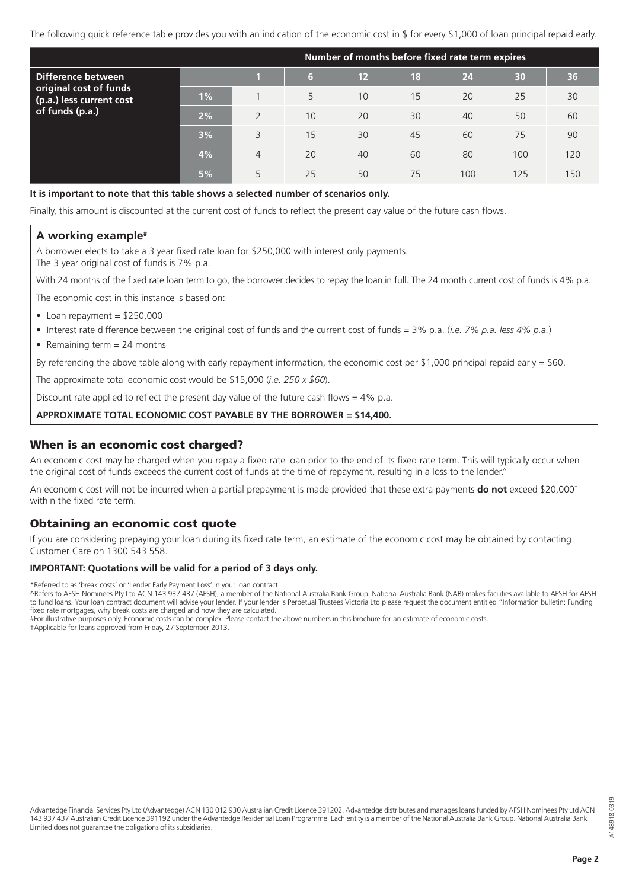The following quick reference table provides you with an indication of the economic cost in $ for every $1,000 of loan principal repaid early.

| Difference between original cost of funds (p.a.) less current cost of funds (p.a.) | | Number of months before fixed rate term expires | | | | | | |
|---|---|---|---|---|---|---|---|---|
| | | 1 | 6 | 12 | 18 | 24 | 30 | 36 |
| | 1% | 1 | 5 | 10 | 15 | 20 | 25 | 30 |
| | 2% | 2 | 10 | 20 | 30 | 40 | 50 | 60 |
| | 3% | 3 | 15 | 30 | 45 | 60 | 75 | 90 |
| | 4% | 4 | 20 | 40 | 60 | 80 | 100 | 120 |
| | 5% | 5 | 25 | 50 | 75 | 100 | 125 | 150 |

**It is important to note that this table shows a selected number of scenarios only.**

Finally, this amount is discounted at the current cost of funds to reflect the present day value of the future cash flows.

### A working example#

A borrower elects to take a 3 year fixed rate loan for $250,000 with interest only payments.
The 3 year original cost of funds is 7% p.a.

With 24 months of the fixed rate loan term to go, the borrower decides to repay the loan in full. The 24 month current cost of funds is 4% p.a.

The economic cost in this instance is based on:

- Loan repayment = $250,000
- Interest rate difference between the original cost of funds and the current cost of funds = 3% p.a. (*i.e. 7% p.a. less 4% p.a.*)
- Remaining term = 24 months

By referencing the above table along with early repayment information, the economic cost per $1,000 principal repaid early = $60.

The approximate total economic cost would be $15,000 (*i.e. 250 x $60*).

Discount rate applied to reflect the present day value of the future cash flows = 4% p.a.

**APPROXIMATE TOTAL ECONOMIC COST PAYABLE BY THE BORROWER = $14,400.**

## When is an economic cost charged?

An economic cost may be charged when you repay a fixed rate loan prior to the end of its fixed rate term. This will typically occur when the original cost of funds exceeds the current cost of funds at the time of repayment, resulting in a loss to the lender.^

An economic cost will not be incurred when a partial prepayment is made provided that these extra payments **do not** exceed $20,000† within the fixed rate term.

## Obtaining an economic cost quote

If you are considering prepaying your loan during its fixed rate term, an estimate of the economic cost may be obtained by contacting Customer Care on 1300 543 558.

**IMPORTANT: Quotations will be valid for a period of 3 days only.**

*Referred to as 'break costs' or 'Lender Early Payment Loss' in your loan contract.
^Refers to AFSH Nominees Pty Ltd ACN 143 937 437 (AFSH), a member of the National Australia Bank Group. National Australia Bank (NAB) makes facilities available to AFSH for AFSH to fund loans. Your loan contract document will advise your lender. If your lender is Perpetual Trustees Victoria Ltd please request the document entitled "Information bulletin: Funding fixed rate mortgages, why break costs are charged and how they are calculated.
#For illustrative purposes only. Economic costs can be complex. Please contact the above numbers in this brochure for an estimate of economic costs.
†Applicable for loans approved from Friday, 27 September 2013.

Advantedge Financial Services Pty Ltd (Advantedge) ACN 130 012 930 Australian Credit Licence 391202. Advantedge distributes and manages loans funded by AFSH Nominees Pty Ltd ACN 143 937 437 Australian Credit Licence 391192 under the Advantedge Residential Loan Programme. Each entity is a member of the National Australia Bank Group. National Australia Bank Limited does not guarantee the obligations of its subsidiaries.

A148918-0319